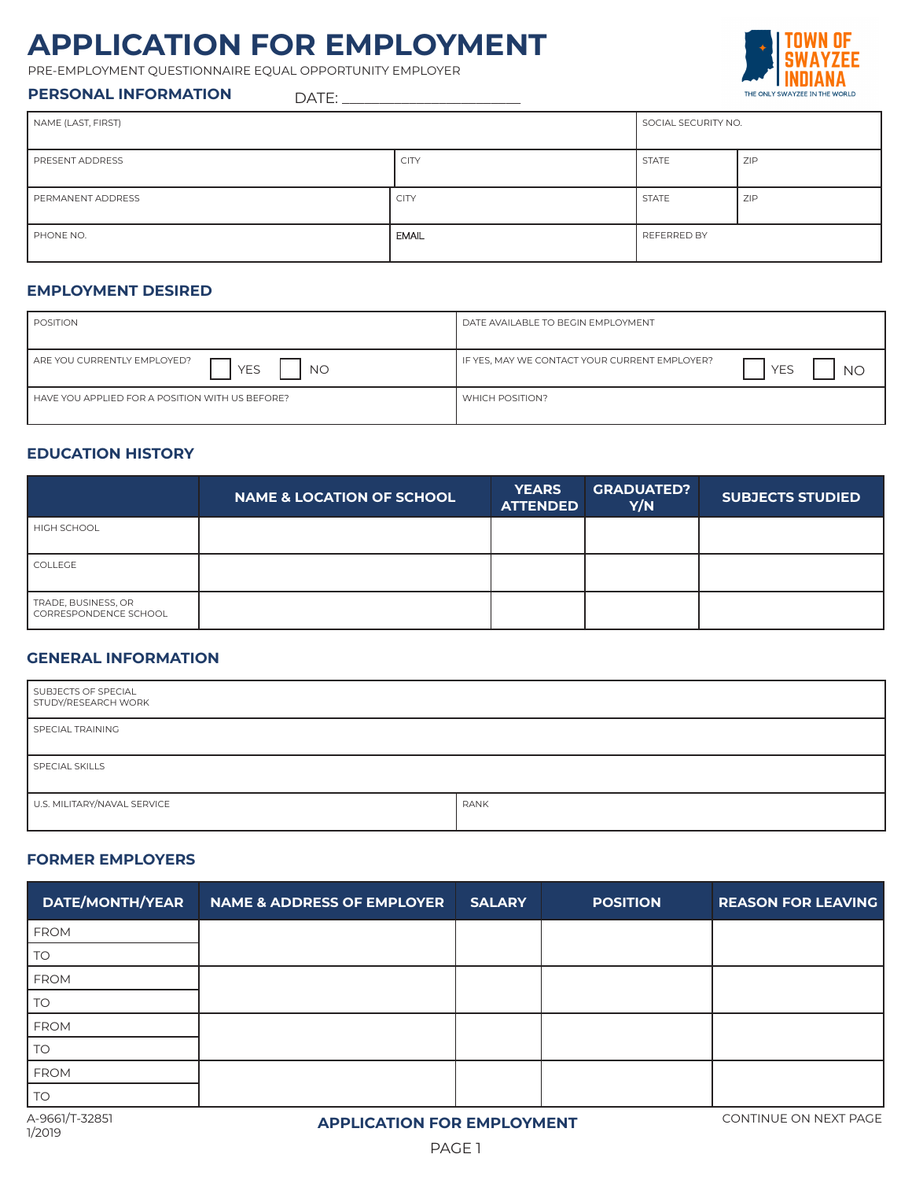# APPLICATION FOR EMPLOYMENT

PRE-EMPLOYMENT QUESTIONNAIRE EQUAL OPPORTUNITY EMPLOYER

TOWN OF SWAYZEE INDIANA
THE ONLY SWAYZEE IN THE WORLD

## PERSONAL INFORMATION

DATE: ______________________

| | | | |
|---|---|---|---|
| NAME (LAST, FIRST) | | SOCIAL SECURITY NO. | |
| PRESENT ADDRESS | CITY | STATE | ZIP |
| PERMANENT ADDRESS | CITY | STATE | ZIP |
| PHONE NO. | EMAIL | REFERRED BY | |

## EMPLOYMENT DESIRED

| | |
|---|---|
| POSITION | DATE AVAILABLE TO BEGIN EMPLOYMENT |
| ARE YOU CURRENTLY EMPLOYED? ☐ YES ☐ NO | IF YES, MAY WE CONTACT YOUR CURRENT EMPLOYER? ☐ YES ☐ NO |
| HAVE YOU APPLIED FOR A POSITION WITH US BEFORE? | WHICH POSITION? |

## EDUCATION HISTORY

| | NAME & LOCATION OF SCHOOL | YEARS ATTENDED | GRADUATED? Y/N | SUBJECTS STUDIED |
|---|---|---|---|---|
| HIGH SCHOOL | | | | |
| COLLEGE | | | | |
| TRADE, BUSINESS, OR CORRESPONDENCE SCHOOL | | | | |

## GENERAL INFORMATION

| | |
|---|---|
| SUBJECTS OF SPECIAL STUDY/RESEARCH WORK | |
| SPECIAL TRAINING | |
| SPECIAL SKILLS | |
| U.S. MILITARY/NAVAL SERVICE | RANK |

## FORMER EMPLOYERS

| DATE/MONTH/YEAR | NAME & ADDRESS OF EMPLOYER | SALARY | POSITION | REASON FOR LEAVING |
|---|---|---|---|---|
| FROM | | | | |
| TO | | | | |
| FROM | | | | |
| TO | | | | |
| FROM | | | | |
| TO | | | | |
| FROM | | | | |
| TO | | | | |

A-9661/T-32851
1/2019

APPLICATION FOR EMPLOYMENT

CONTINUE ON NEXT PAGE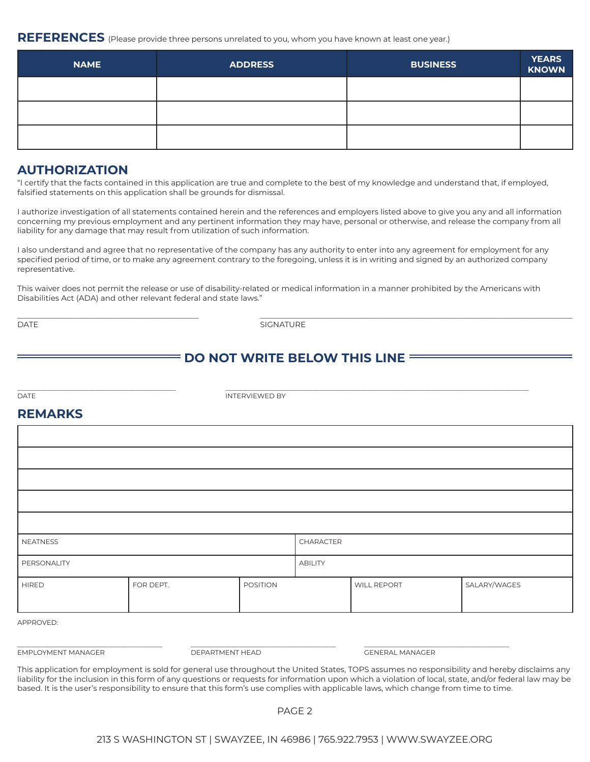## REFERENCES (Please provide three persons unrelated to you, whom you have known at least one year.)

| NAME | ADDRESS | BUSINESS | YEARS KNOWN |
|---|---|---|---|
| | | | |
| | | | |
| | | | |

## AUTHORIZATION

"I certify that the facts contained in this application are true and complete to the best of my knowledge and understand that, if employed, falsified statements on this application shall be grounds for dismissal.

I authorize investigation of all statements contained herein and the references and employers listed above to give you any and all information concerning my previous employment and any pertinent information they may have, personal or otherwise, and release the company from all liability for any damage that may result from utilization of such information.

I also understand and agree that no representative of the company has any authority to enter into any agreement for employment for any specified period of time, or to make any agreement contrary to the foregoing, unless it is in writing and signed by an authorized company representative.

This waiver does not permit the release or use of disability-related or medical information in a manner prohibited by the Americans with Disabilities Act (ADA) and other relevant federal and state laws."

______________________ DATE

______________________ SIGNATURE

## DO NOT WRITE BELOW THIS LINE

______________________ DATE

______________________ INTERVIEWED BY

## REMARKS

| | | | | |
|---|---|---|---|---|
| | | | | |
| | | | | |
| | | | | |
| | | | | |
| | | | | |
| NEATNESS | | | CHARACTER | |
| PERSONALITY | | | ABILITY | |
| HIRED | FOR DEPT. | POSITION | WILL REPORT | SALARY/WAGES |

APPROVED:

______________________ EMPLOYMENT MANAGER

______________________ DEPARTMENT HEAD

______________________ GENERAL MANAGER

This application for employment is sold for general use throughout the United States, TOPS assumes no responsibility and hereby disclaims any liability for the inclusion in this form of any questions or requests for information upon which a violation of local, state, and/or federal law may be based. It is the user's responsibility to ensure that this form's use complies with applicable laws, which change from time to time.

213 S WASHINGTON ST | SWAYZEE, IN 46986 | 765.922.7953 | WWW.SWAYZEE.ORG